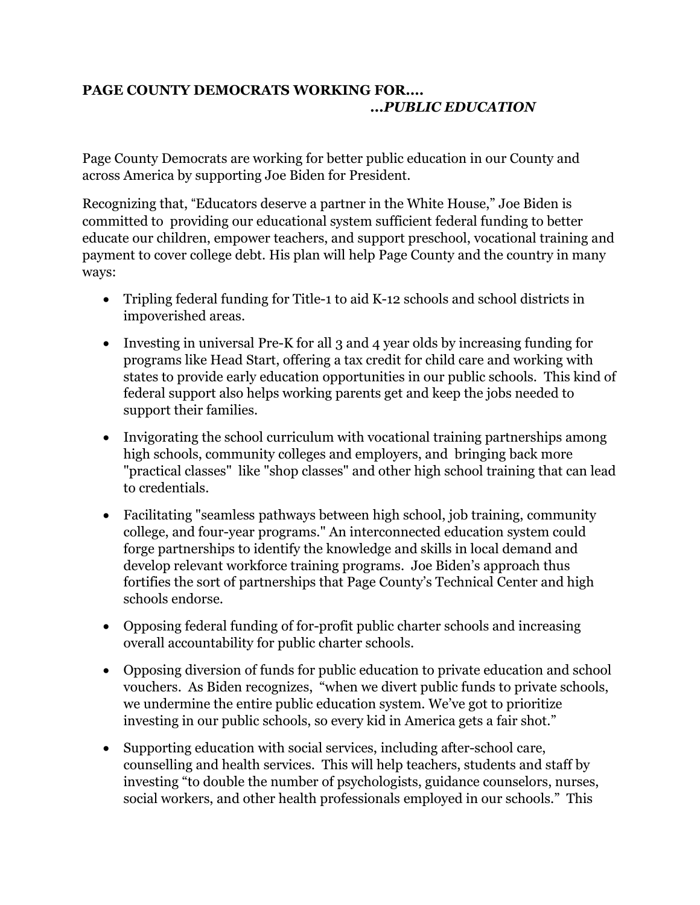**PAGE COUNTY DEMOCRATS WORKING FOR….**
***…PUBLIC EDUCATION***

Page County Democrats are working for better public education in our County and across America by supporting Joe Biden for President.

Recognizing that, "Educators deserve a partner in the White House," Joe Biden is committed to providing our educational system sufficient federal funding to better educate our children, empower teachers, and support preschool, vocational training and payment to cover college debt. His plan will help Page County and the country in many ways:

- Tripling federal funding for Title-1 to aid K-12 schools and school districts in impoverished areas.
- Investing in universal Pre-K for all 3 and 4 year olds by increasing funding for programs like Head Start, offering a tax credit for child care and working with states to provide early education opportunities in our public schools. This kind of federal support also helps working parents get and keep the jobs needed to support their families.
- Invigorating the school curriculum with vocational training partnerships among high schools, community colleges and employers, and bringing back more "practical classes" like "shop classes" and other high school training that can lead to credentials.
- Facilitating "seamless pathways between high school, job training, community college, and four-year programs." An interconnected education system could forge partnerships to identify the knowledge and skills in local demand and develop relevant workforce training programs. Joe Biden's approach thus fortifies the sort of partnerships that Page County's Technical Center and high schools endorse.
- Opposing federal funding of for-profit public charter schools and increasing overall accountability for public charter schools.
- Opposing diversion of funds for public education to private education and school vouchers. As Biden recognizes, "when we divert public funds to private schools, we undermine the entire public education system. We've got to prioritize investing in our public schools, so every kid in America gets a fair shot."
- Supporting education with social services, including after-school care, counselling and health services. This will help teachers, students and staff by investing "to double the number of psychologists, guidance counselors, nurses, social workers, and other health professionals employed in our schools." This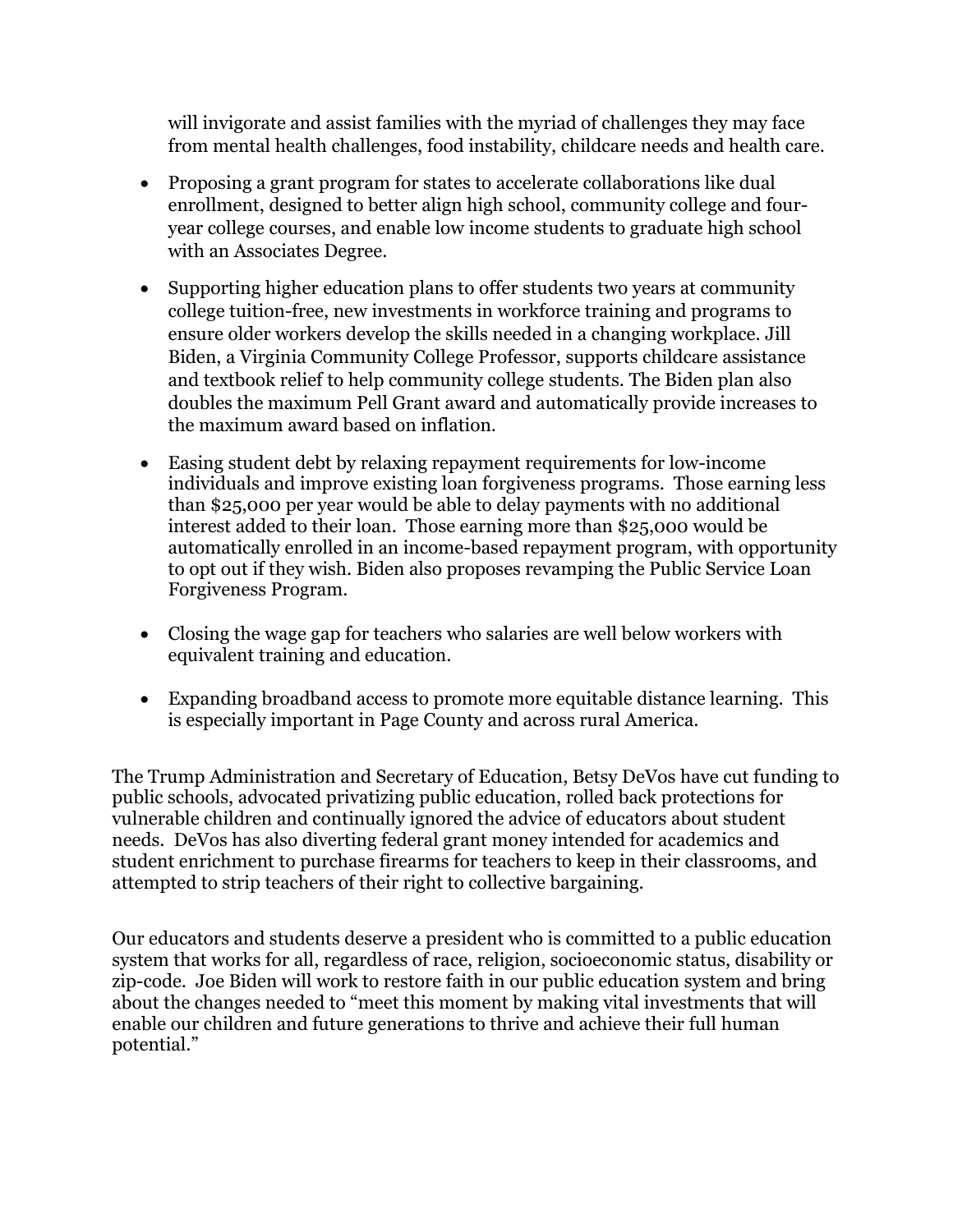will invigorate and assist families with the myriad of challenges they may face from mental health challenges, food instability, childcare needs and health care.

- Proposing a grant program for states to accelerate collaborations like dual enrollment, designed to better align high school, community college and four-year college courses, and enable low income students to graduate high school with an Associates Degree.

- Supporting higher education plans to offer students two years at community college tuition-free, new investments in workforce training and programs to ensure older workers develop the skills needed in a changing workplace. Jill Biden, a Virginia Community College Professor, supports childcare assistance and textbook relief to help community college students. The Biden plan also doubles the maximum Pell Grant award and automatically provide increases to the maximum award based on inflation.

- Easing student debt by relaxing repayment requirements for low-income individuals and improve existing loan forgiveness programs. Those earning less than $25,000 per year would be able to delay payments with no additional interest added to their loan. Those earning more than $25,000 would be automatically enrolled in an income-based repayment program, with opportunity to opt out if they wish. Biden also proposes revamping the Public Service Loan Forgiveness Program.

- Closing the wage gap for teachers who salaries are well below workers with equivalent training and education.

- Expanding broadband access to promote more equitable distance learning. This is especially important in Page County and across rural America.

The Trump Administration and Secretary of Education, Betsy DeVos have cut funding to public schools, advocated privatizing public education, rolled back protections for vulnerable children and continually ignored the advice of educators about student needs. DeVos has also diverting federal grant money intended for academics and student enrichment to purchase firearms for teachers to keep in their classrooms, and attempted to strip teachers of their right to collective bargaining.

Our educators and students deserve a president who is committed to a public education system that works for all, regardless of race, religion, socioeconomic status, disability or zip-code. Joe Biden will work to restore faith in our public education system and bring about the changes needed to "meet this moment by making vital investments that will enable our children and future generations to thrive and achieve their full human potential."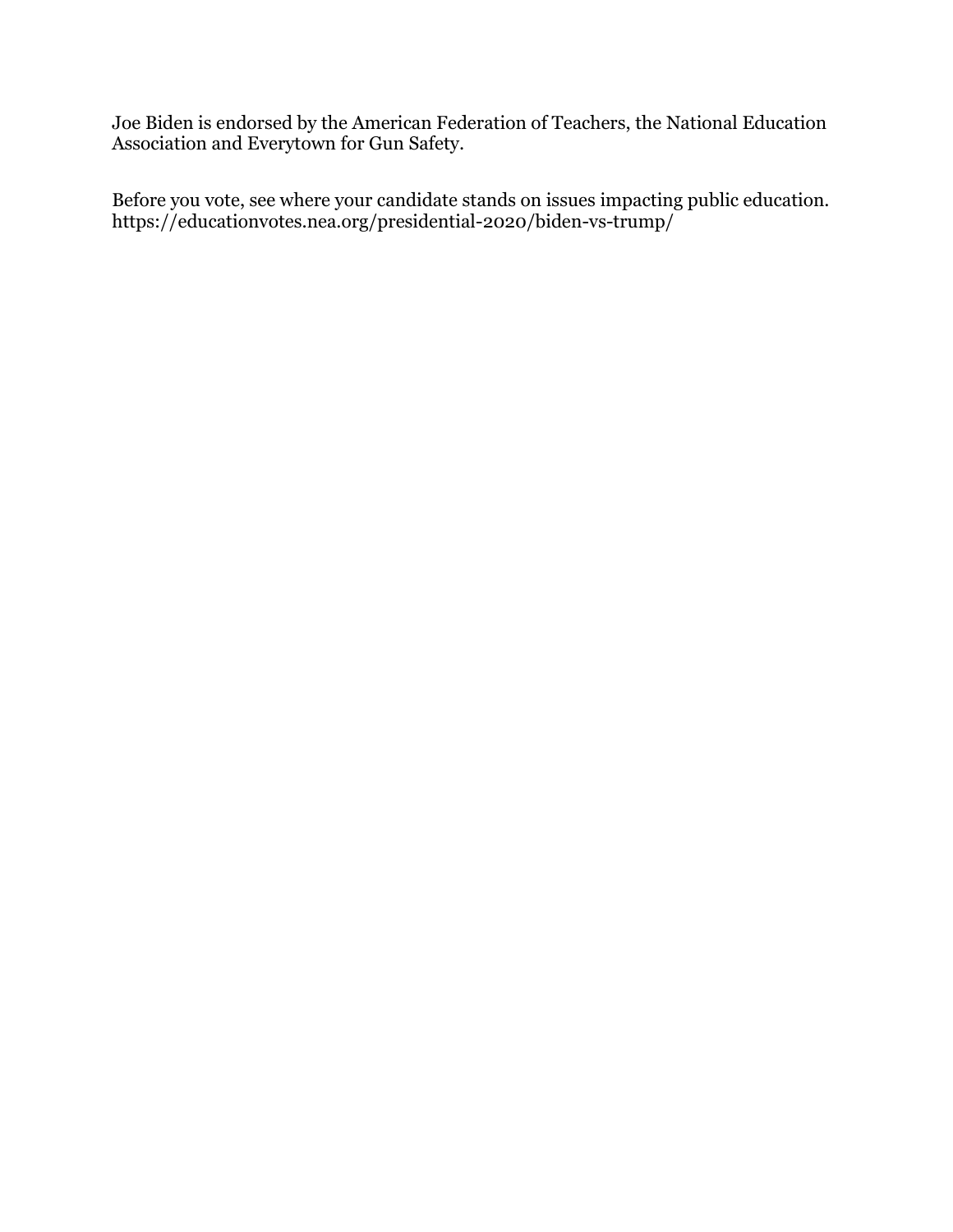Joe Biden is endorsed by the American Federation of Teachers, the National Education Association and Everytown for Gun Safety.

Before you vote, see where your candidate stands on issues impacting public education.
https://educationvotes.nea.org/presidential-2020/biden-vs-trump/